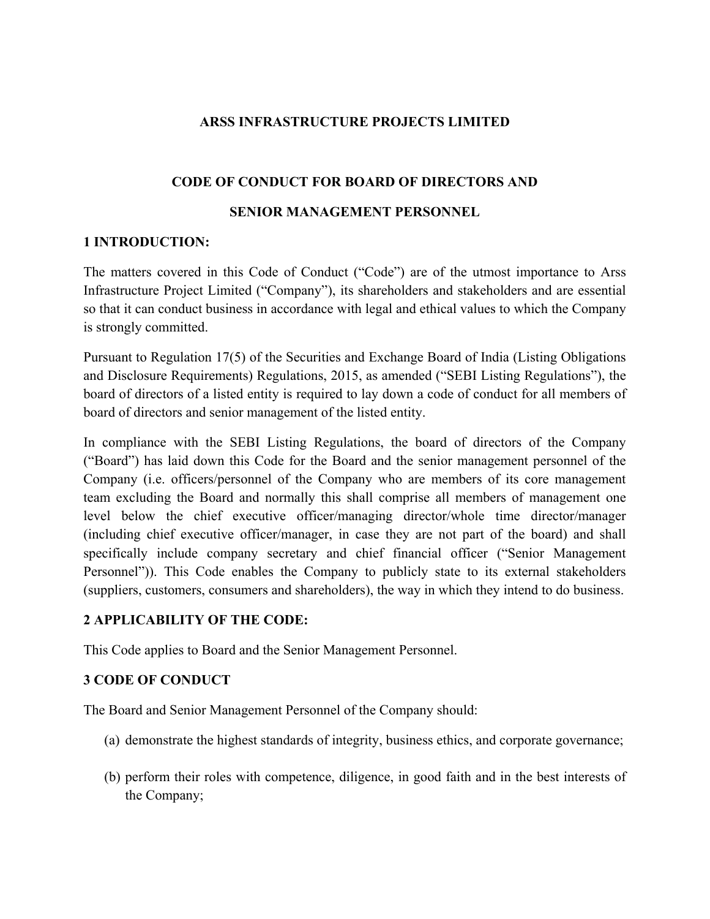# ARSS INFRASTRUCTURE PROJECTS LIMITED

## CODE OF CONDUCT FOR BOARD OF DIRECTORS AND SENIOR MANAGEMENT PERSONNEL

### 1 INTRODUCTION:

The matters covered in this Code of Conduct ("Code") are of the utmost importance to Arss Infrastructure Project Limited ("Company"), its shareholders and stakeholders and are essential so that it can conduct business in accordance with legal and ethical values to which the Company is strongly committed.

Pursuant to Regulation 17(5) of the Securities and Exchange Board of India (Listing Obligations and Disclosure Requirements) Regulations, 2015, as amended ("SEBI Listing Regulations"), the board of directors of a listed entity is required to lay down a code of conduct for all members of board of directors and senior management of the listed entity.

In compliance with the SEBI Listing Regulations, the board of directors of the Company ("Board") has laid down this Code for the Board and the senior management personnel of the Company (i.e. officers/personnel of the Company who are members of its core management team excluding the Board and normally this shall comprise all members of management one level below the chief executive officer/managing director/whole time director/manager (including chief executive officer/manager, in case they are not part of the board) and shall specifically include company secretary and chief financial officer ("Senior Management Personnel")). This Code enables the Company to publicly state to its external stakeholders (suppliers, customers, consumers and shareholders), the way in which they intend to do business.

### 2 APPLICABILITY OF THE CODE:

This Code applies to Board and the Senior Management Personnel.

### 3 CODE OF CONDUCT

The Board and Senior Management Personnel of the Company should:

(a) demonstrate the highest standards of integrity, business ethics, and corporate governance;

(b) perform their roles with competence, diligence, in good faith and in the best interests of the Company;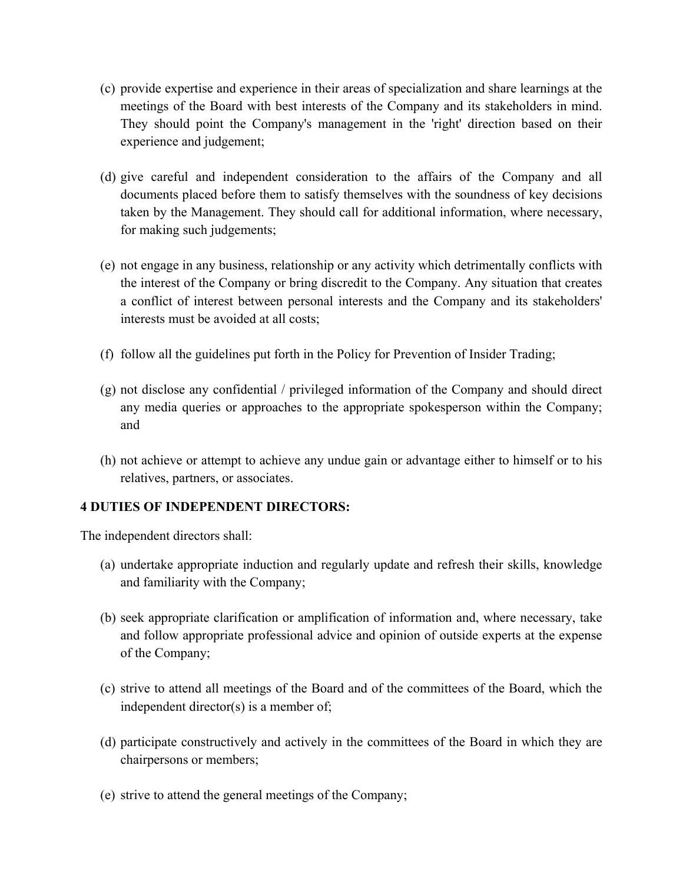(c) provide expertise and experience in their areas of specialization and share learnings at the meetings of the Board with best interests of the Company and its stakeholders in mind. They should point the Company's management in the 'right' direction based on their experience and judgement;

(d) give careful and independent consideration to the affairs of the Company and all documents placed before them to satisfy themselves with the soundness of key decisions taken by the Management. They should call for additional information, where necessary, for making such judgements;

(e) not engage in any business, relationship or any activity which detrimentally conflicts with the interest of the Company or bring discredit to the Company. Any situation that creates a conflict of interest between personal interests and the Company and its stakeholders' interests must be avoided at all costs;

(f) follow all the guidelines put forth in the Policy for Prevention of Insider Trading;

(g) not disclose any confidential / privileged information of the Company and should direct any media queries or approaches to the appropriate spokesperson within the Company; and

(h) not achieve or attempt to achieve any undue gain or advantage either to himself or to his relatives, partners, or associates.

**4 DUTIES OF INDEPENDENT DIRECTORS:**

The independent directors shall:

(a) undertake appropriate induction and regularly update and refresh their skills, knowledge and familiarity with the Company;

(b) seek appropriate clarification or amplification of information and, where necessary, take and follow appropriate professional advice and opinion of outside experts at the expense of the Company;

(c) strive to attend all meetings of the Board and of the committees of the Board, which the independent director(s) is a member of;

(d) participate constructively and actively in the committees of the Board in which they are chairpersons or members;

(e) strive to attend the general meetings of the Company;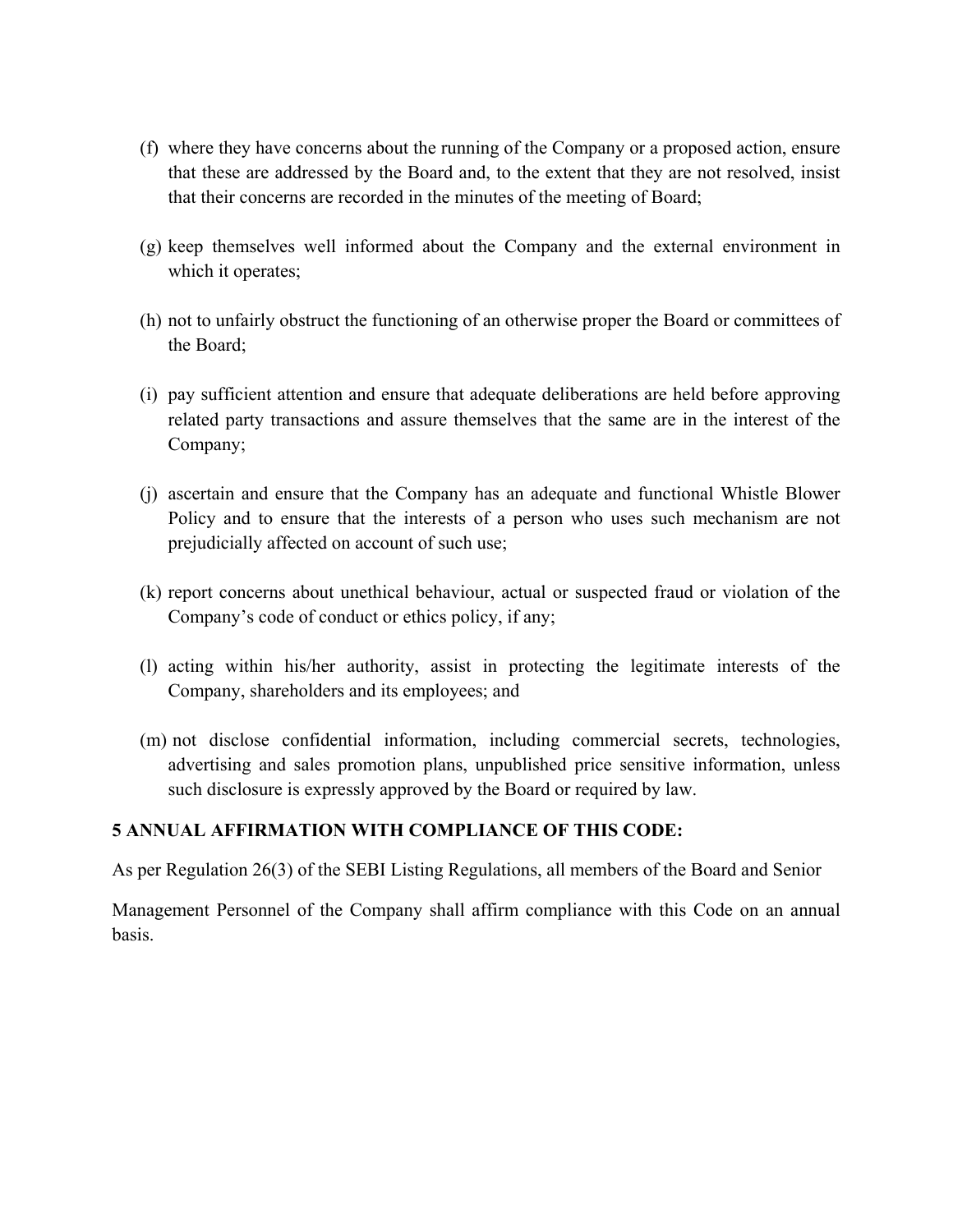(f) where they have concerns about the running of the Company or a proposed action, ensure that these are addressed by the Board and, to the extent that they are not resolved, insist that their concerns are recorded in the minutes of the meeting of Board;

(g) keep themselves well informed about the Company and the external environment in which it operates;

(h) not to unfairly obstruct the functioning of an otherwise proper the Board or committees of the Board;

(i) pay sufficient attention and ensure that adequate deliberations are held before approving related party transactions and assure themselves that the same are in the interest of the Company;

(j) ascertain and ensure that the Company has an adequate and functional Whistle Blower Policy and to ensure that the interests of a person who uses such mechanism are not prejudicially affected on account of such use;

(k) report concerns about unethical behaviour, actual or suspected fraud or violation of the Company's code of conduct or ethics policy, if any;

(l) acting within his/her authority, assist in protecting the legitimate interests of the Company, shareholders and its employees; and

(m) not disclose confidential information, including commercial secrets, technologies, advertising and sales promotion plans, unpublished price sensitive information, unless such disclosure is expressly approved by the Board or required by law.

**5 ANNUAL AFFIRMATION WITH COMPLIANCE OF THIS CODE:**

As per Regulation 26(3) of the SEBI Listing Regulations, all members of the Board and Senior Management Personnel of the Company shall affirm compliance with this Code on an annual basis.